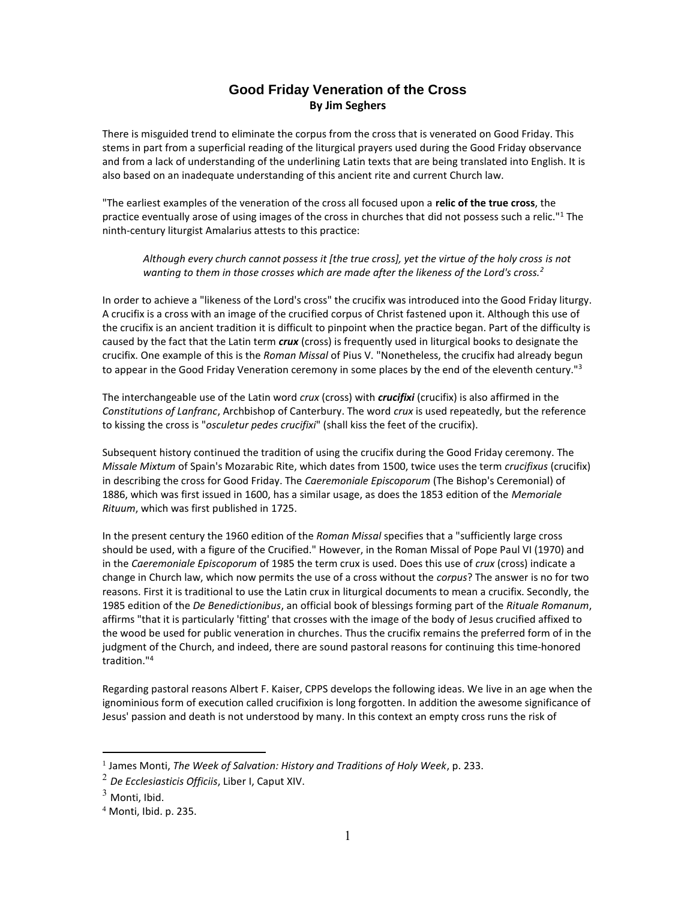# Good Friday Veneration of the Cross

**By Jim Seghers**

There is misguided trend to eliminate the corpus from the cross that is venerated on Good Friday. This stems in part from a superficial reading of the liturgical prayers used during the Good Friday observance and from a lack of understanding of the underlining Latin texts that are being translated into English. It is also based on an inadequate understanding of this ancient rite and current Church law.

"The earliest examples of the veneration of the cross all focused upon a **relic of the true cross**, the practice eventually arose of using images of the cross in churches that did not possess such a relic."[1] The ninth-century liturgist Amalarius attests to this practice:

> *Although every church cannot possess it [the true cross], yet the virtue of the holy cross is not wanting to them in those crosses which are made after the likeness of the Lord's cross.*[2]

In order to achieve a "likeness of the Lord's cross" the crucifix was introduced into the Good Friday liturgy. A crucifix is a cross with an image of the crucified corpus of Christ fastened upon it. Although this use of the crucifix is an ancient tradition it is difficult to pinpoint when the practice began. Part of the difficulty is caused by the fact that the Latin term ***crux*** (cross) is frequently used in liturgical books to designate the crucifix. One example of this is the *Roman Missal* of Pius V. "Nonetheless, the crucifix had already begun to appear in the Good Friday Veneration ceremony in some places by the end of the eleventh century."[3]

The interchangeable use of the Latin word *crux* (cross) with ***crucifixi*** (crucifix) is also affirmed in the *Constitutions of Lanfranc*, Archbishop of Canterbury. The word *crux* is used repeatedly, but the reference to kissing the cross is "*osculetur pedes crucifixi*" (shall kiss the feet of the crucifix).

Subsequent history continued the tradition of using the crucifix during the Good Friday ceremony. The *Missale Mixtum* of Spain's Mozarabic Rite, which dates from 1500, twice uses the term *crucifixus* (crucifix) in describing the cross for Good Friday. The *Caeremoniale Episcoporum* (The Bishop's Ceremonial) of 1886, which was first issued in 1600, has a similar usage, as does the 1853 edition of the *Memoriale Rituum*, which was first published in 1725.

In the present century the 1960 edition of the *Roman Missal* specifies that a "sufficiently large cross should be used, with a figure of the Crucified." However, in the Roman Missal of Pope Paul VI (1970) and in the *Caeremoniale Episcoporum* of 1985 the term crux is used. Does this use of *crux* (cross) indicate a change in Church law, which now permits the use of a cross without the *corpus*? The answer is no for two reasons. First it is traditional to use the Latin crux in liturgical documents to mean a crucifix. Secondly, the 1985 edition of the *De Benedictionibus*, an official book of blessings forming part of the *Rituale Romanum*, affirms "that it is particularly 'fitting' that crosses with the image of the body of Jesus crucified affixed to the wood be used for public veneration in churches. Thus the crucifix remains the preferred form of in the judgment of the Church, and indeed, there are sound pastoral reasons for continuing this time-honored tradition."[4]

Regarding pastoral reasons Albert F. Kaiser, CPPS develops the following ideas. We live in an age when the ignominious form of execution called crucifixion is long forgotten. In addition the awesome significance of Jesus' passion and death is not understood by many. In this context an empty cross runs the risk of

---

[1] James Monti, *The Week of Salvation: History and Traditions of Holy Week*, p. 233.

[2] *De Ecclesiasticis Officiis*, Liber I, Caput XIV.

[3] Monti, Ibid.

[4] Monti, Ibid. p. 235.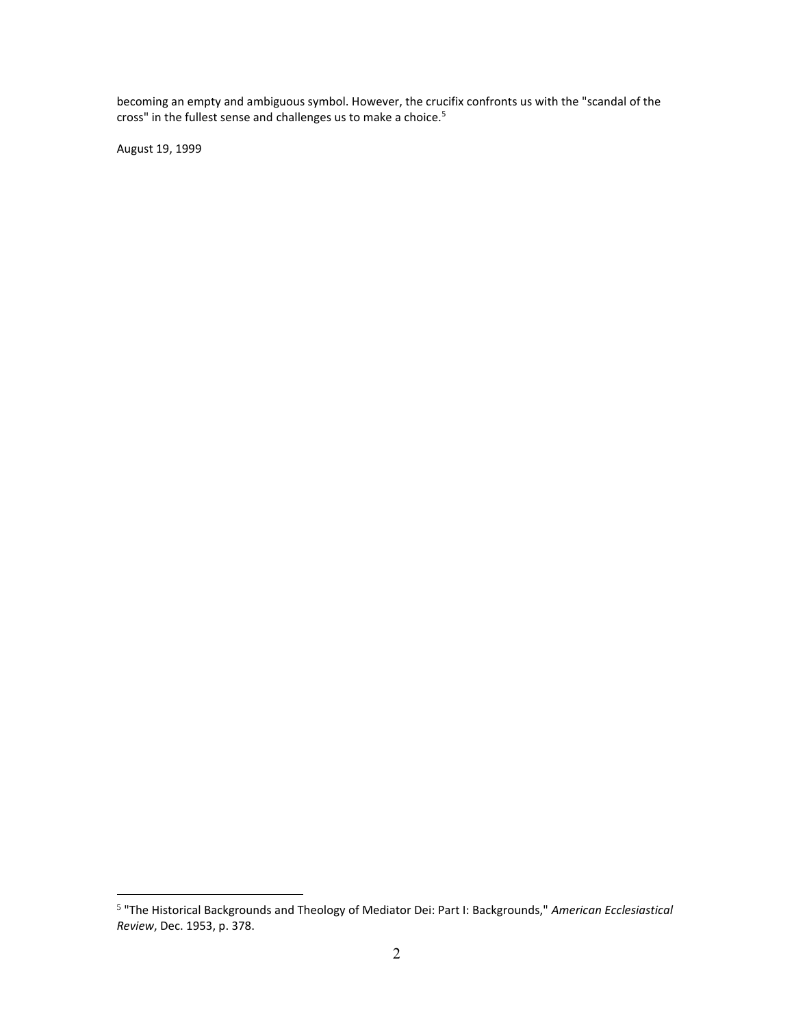becoming an empty and ambiguous symbol. However, the crucifix confronts us with the "scandal of the cross" in the fullest sense and challenges us to make a choice.[5]

August 19, 1999

---

[5] "The Historical Backgrounds and Theology of Mediator Dei: Part I: Backgrounds," *American Ecclesiastical Review*, Dec. 1953, p. 378.